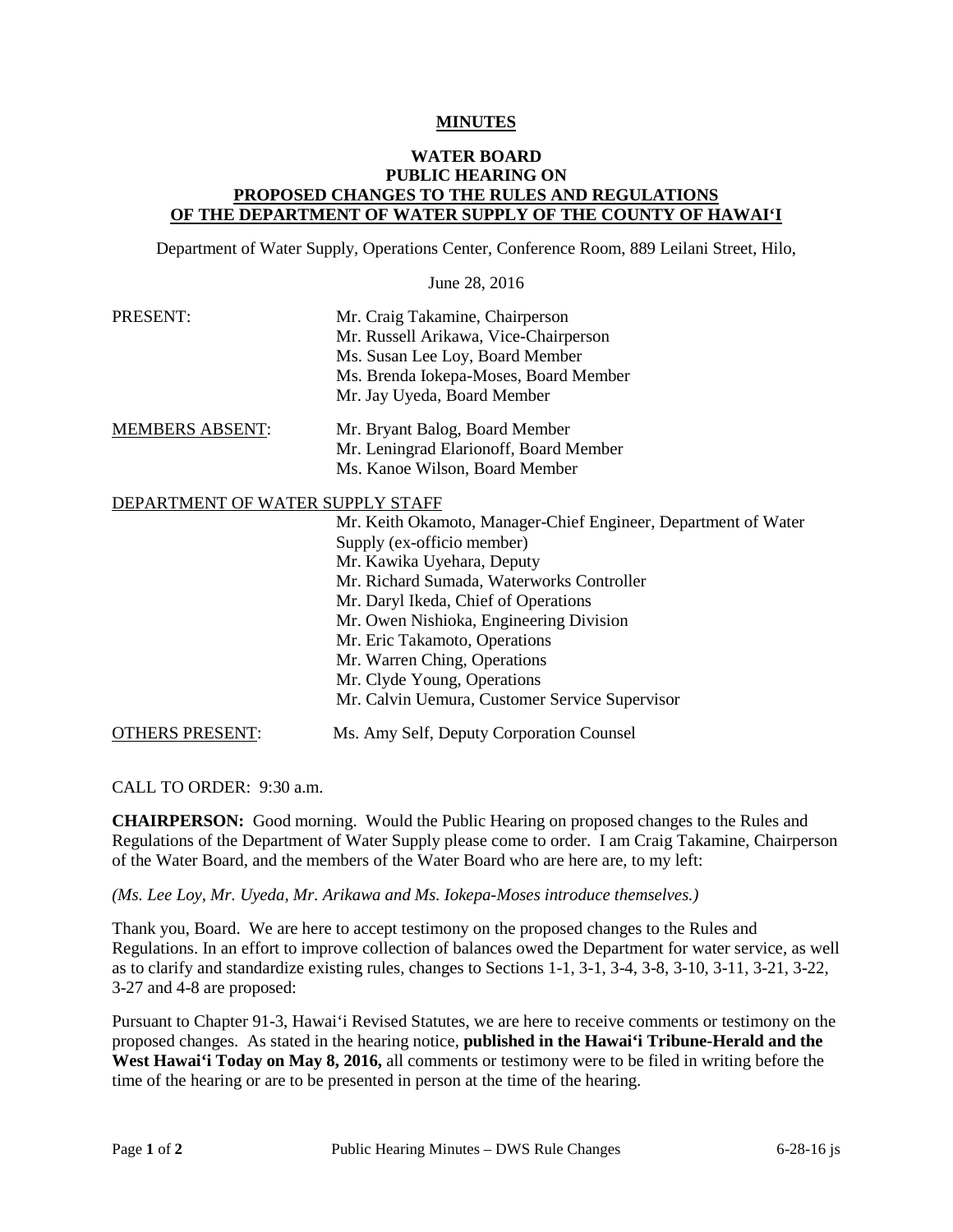# MINUTES

## WATER BOARD PUBLIC HEARING ON PROPOSED CHANGES TO THE RULES AND REGULATIONS OF THE DEPARTMENT OF WATER SUPPLY OF THE COUNTY OF HAWAIʻI

Department of Water Supply, Operations Center, Conference Room, 889 Leilani Street, Hilo,

June 28, 2016

PRESENT:
- Mr. Craig Takamine, Chairperson
- Mr. Russell Arikawa, Vice-Chairperson
- Ms. Susan Lee Loy, Board Member
- Ms. Brenda Iokepa-Moses, Board Member
- Mr. Jay Uyeda, Board Member

MEMBERS ABSENT:
- Mr. Bryant Balog, Board Member
- Mr. Leningrad Elarionoff, Board Member
- Ms. Kanoe Wilson, Board Member

DEPARTMENT OF WATER SUPPLY STAFF
- Mr. Keith Okamoto, Manager-Chief Engineer, Department of Water Supply (ex-officio member)
- Mr. Kawika Uyehara, Deputy
- Mr. Richard Sumada, Waterworks Controller
- Mr. Daryl Ikeda, Chief of Operations
- Mr. Owen Nishioka, Engineering Division
- Mr. Eric Takamoto, Operations
- Mr. Warren Ching, Operations
- Mr. Clyde Young, Operations
- Mr. Calvin Uemura, Customer Service Supervisor

OTHERS PRESENT: Ms. Amy Self, Deputy Corporation Counsel

CALL TO ORDER: 9:30 a.m.

**CHAIRPERSON:** Good morning. Would the Public Hearing on proposed changes to the Rules and Regulations of the Department of Water Supply please come to order. I am Craig Takamine, Chairperson of the Water Board, and the members of the Water Board who are here are, to my left:

*(Ms. Lee Loy, Mr. Uyeda, Mr. Arikawa and Ms. Iokepa-Moses introduce themselves.)*

Thank you, Board. We are here to accept testimony on the proposed changes to the Rules and Regulations. In an effort to improve collection of balances owed the Department for water service, as well as to clarify and standardize existing rules, changes to Sections 1-1, 3-1, 3-4, 3-8, 3-10, 3-11, 3-21, 3-22, 3-27 and 4-8 are proposed:

Pursuant to Chapter 91-3, Hawaiʻi Revised Statutes, we are here to receive comments or testimony on the proposed changes. As stated in the hearing notice, **published in the Hawaiʻi Tribune-Herald and the West Hawaiʻi Today on May 8, 2016,** all comments or testimony were to be filed in writing before the time of the hearing or are to be presented in person at the time of the hearing.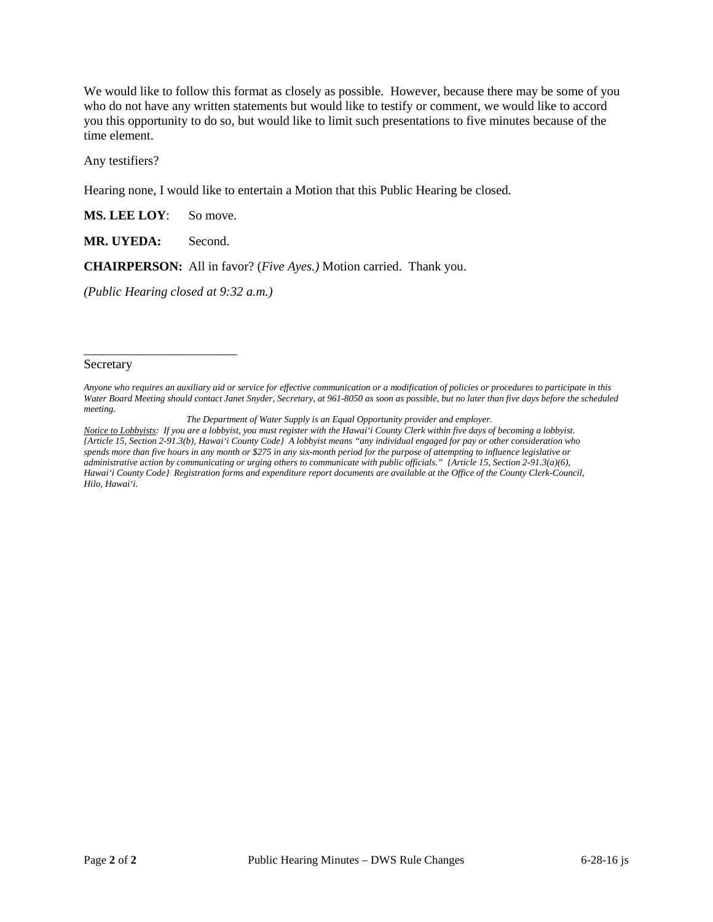We would like to follow this format as closely as possible. However, because there may be some of you who do not have any written statements but would like to testify or comment, we would like to accord you this opportunity to do so, but would like to limit such presentations to five minutes because of the time element.

Any testifiers?

Hearing none, I would like to entertain a Motion that this Public Hearing be closed.

**MS. LEE LOY**: So move.

**MR. UYEDA:** Second.

**CHAIRPERSON:** All in favor? (*Five Ayes.)* Motion carried. Thank you.

*(Public Hearing closed at 9:32 a.m.)*

\_\_\_\_\_\_\_\_\_\_\_\_\_\_\_\_\_\_\_\_\_\_\_\_\_\_
Secretary

*Anyone who requires an auxiliary aid or service for effective communication or a modification of policies or procedures to participate in this Water Board Meeting should contact Janet Snyder, Secretary, at 961-8050 as soon as possible, but no later than five days before the scheduled meeting.*

*The Department of Water Supply is an Equal Opportunity provider and employer.*

*Notice to Lobbyists: If you are a lobbyist, you must register with the Hawai'i County Clerk within five days of becoming a lobbyist. {Article 15, Section 2-91.3(b), Hawai'i County Code} A lobbyist means "any individual engaged for pay or other consideration who spends more than five hours in any month or $275 in any six-month period for the purpose of attempting to influence legislative or administrative action by communicating or urging others to communicate with public officials." {Article 15, Section 2-91.3(a)(6), Hawai'i County Code} Registration forms and expenditure report documents are available at the Office of the County Clerk-Council, Hilo, Hawai'i.*